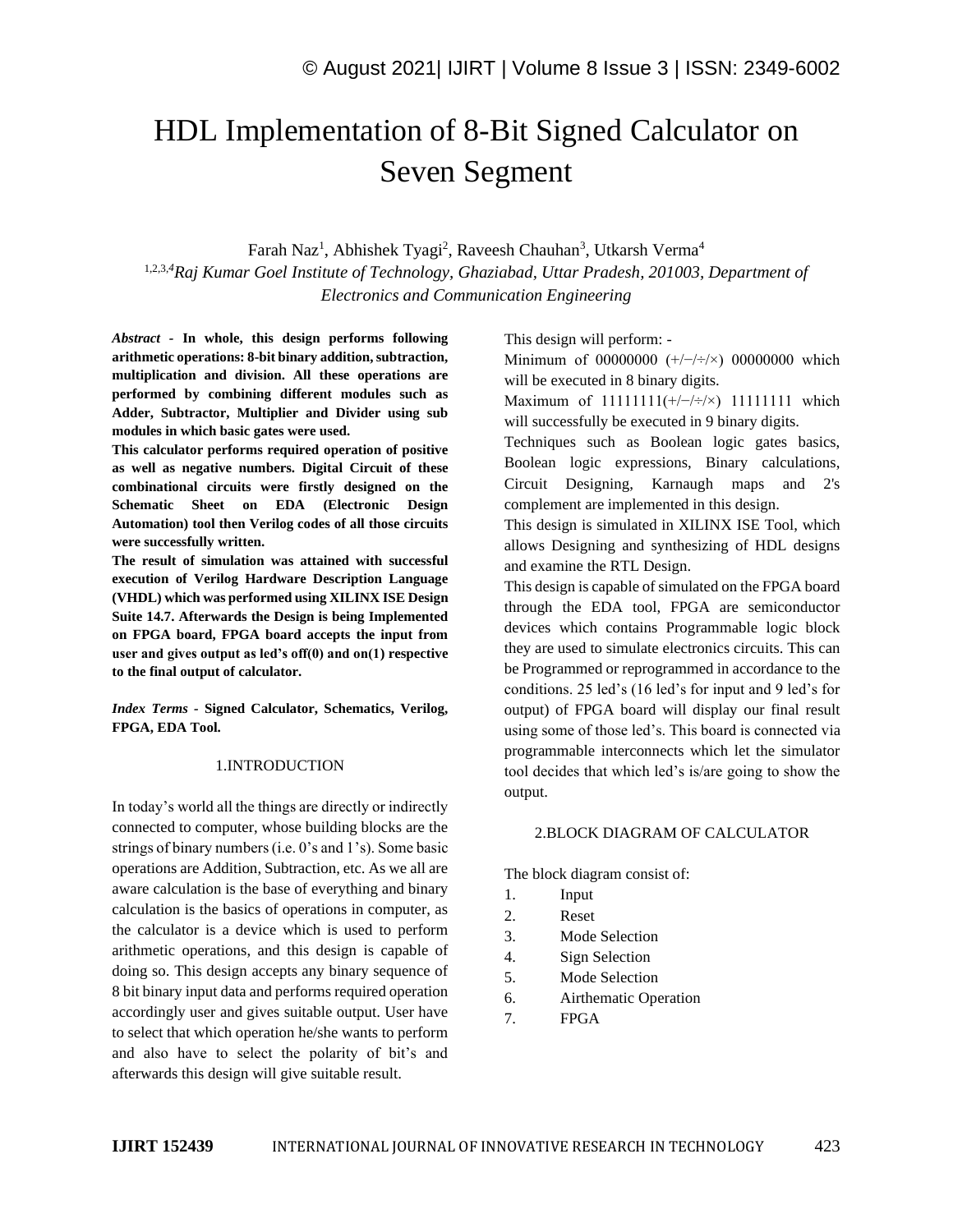# HDL Implementation of 8-Bit Signed Calculator on Seven Segment

Farah Naz[1], Abhishek Tyagi[2], Raveesh Chauhan[3], Utkarsh Verma[4]

[1,2,3,4]*Raj Kumar Goel Institute of Technology, Ghaziabad, Uttar Pradesh, 201003, Department of Electronics and Communication Engineering*

***Abstract* - In whole, this design performs following arithmetic operations: 8-bit binary addition, subtraction, multiplication and division. All these operations are performed by combining different modules such as Adder, Subtractor, Multiplier and Divider using sub modules in which basic gates were used.**

**This calculator performs required operation of positive as well as negative numbers. Digital Circuit of these combinational circuits were firstly designed on the Schematic Sheet on EDA (Electronic Design Automation) tool then Verilog codes of all those circuits were successfully written.**

**The result of simulation was attained with successful execution of Verilog Hardware Description Language (VHDL) which was performed using XILINX ISE Design Suite 14.7. Afterwards the Design is being Implemented on FPGA board, FPGA board accepts the input from user and gives output as led's off(0) and on(1) respective to the final output of calculator.**

***Index Terms* - Signed Calculator, Schematics, Verilog, FPGA, EDA Tool.**

## 1.INTRODUCTION

In today's world all the things are directly or indirectly connected to computer, whose building blocks are the strings of binary numbers (i.e. 0's and 1's). Some basic operations are Addition, Subtraction, etc. As we all are aware calculation is the base of everything and binary calculation is the basics of operations in computer, as the calculator is a device which is used to perform arithmetic operations, and this design is capable of doing so. This design accepts any binary sequence of 8 bit binary input data and performs required operation accordingly user and gives suitable output. User have to select that which operation he/she wants to perform and also have to select the polarity of bit's and afterwards this design will give suitable result.

This design will perform: -

Minimum of 00000000 (+/−/÷/×) 00000000 which will be executed in 8 binary digits.

Maximum of 11111111(+/−/÷/×) 11111111 which will successfully be executed in 9 binary digits.

Techniques such as Boolean logic gates basics, Boolean logic expressions, Binary calculations, Circuit Designing, Karnaugh maps and 2's complement are implemented in this design.

This design is simulated in XILINX ISE Tool, which allows Designing and synthesizing of HDL designs and examine the RTL Design.

This design is capable of simulated on the FPGA board through the EDA tool, FPGA are semiconductor devices which contains Programmable logic block they are used to simulate electronics circuits. This can be Programmed or reprogrammed in accordance to the conditions. 25 led's (16 led's for input and 9 led's for output) of FPGA board will display our final result using some of those led's. This board is connected via programmable interconnects which let the simulator tool decides that which led's is/are going to show the output.

## 2.BLOCK DIAGRAM OF CALCULATOR

The block diagram consist of:

1. Input
2. Reset
3. Mode Selection
4. Sign Selection
5. Mode Selection
6. Airthematic Operation
7. FPGA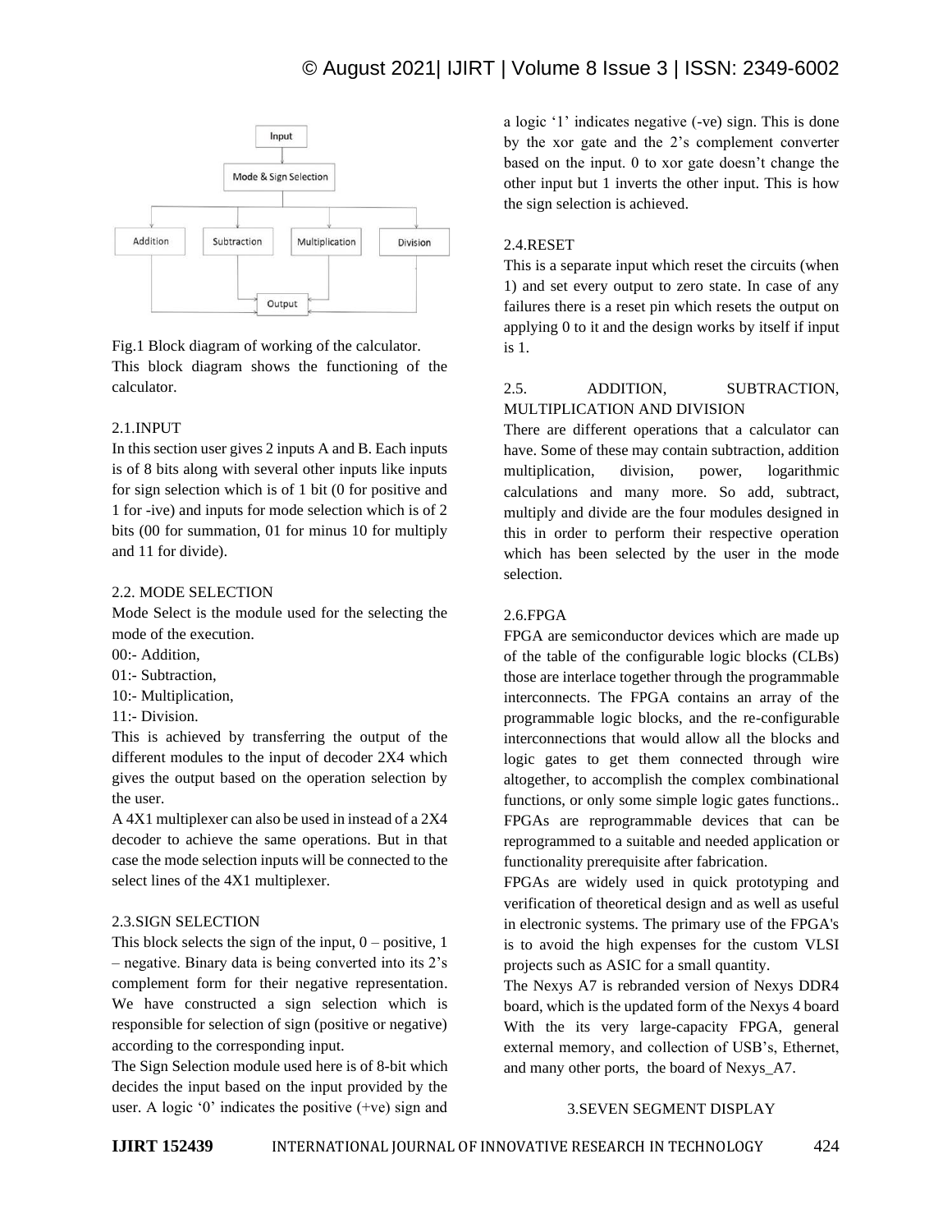Fig.1 Block diagram of working of the calculator.

This block diagram shows the functioning of the calculator.

### 2.1.INPUT

In this section user gives 2 inputs A and B. Each inputs is of 8 bits along with several other inputs like inputs for sign selection which is of 1 bit (0 for positive and 1 for -ive) and inputs for mode selection which is of 2 bits (00 for summation, 01 for minus 10 for multiply and 11 for divide).

### 2.2. MODE SELECTION

Mode Select is the module used for the selecting the mode of the execution.

00:- Addition,

01:- Subtraction,

10:- Multiplication,

11:- Division.

This is achieved by transferring the output of the different modules to the input of decoder 2X4 which gives the output based on the operation selection by the user.

A 4X1 multiplexer can also be used in instead of a 2X4 decoder to achieve the same operations. But in that case the mode selection inputs will be connected to the select lines of the 4X1 multiplexer.

### 2.3.SIGN SELECTION

This block selects the sign of the input, 0 – positive, 1 – negative. Binary data is being converted into its 2's complement form for their negative representation. We have constructed a sign selection which is responsible for selection of sign (positive or negative) according to the corresponding input.

The Sign Selection module used here is of 8-bit which decides the input based on the input provided by the user. A logic '0' indicates the positive (+ve) sign and a logic '1' indicates negative (-ve) sign. This is done by the xor gate and the 2's complement converter based on the input. 0 to xor gate doesn't change the other input but 1 inverts the other input. This is how the sign selection is achieved.

### 2.4.RESET

This is a separate input which reset the circuits (when 1) and set every output to zero state. In case of any failures there is a reset pin which resets the output on applying 0 to it and the design works by itself if input is 1.

### 2.5. ADDITION, SUBTRACTION, MULTIPLICATION AND DIVISION

There are different operations that a calculator can have. Some of these may contain subtraction, addition multiplication, division, power, logarithmic calculations and many more. So add, subtract, multiply and divide are the four modules designed in this in order to perform their respective operation which has been selected by the user in the mode selection.

### 2.6.FPGA

FPGA are semiconductor devices which are made up of the table of the configurable logic blocks (CLBs) those are interlace together through the programmable interconnects. The FPGA contains an array of the programmable logic blocks, and the re-configurable interconnections that would allow all the blocks and logic gates to get them connected through wire altogether, to accomplish the complex combinational functions, or only some simple logic gates functions.. FPGAs are reprogrammable devices that can be reprogrammed to a suitable and needed application or functionality prerequisite after fabrication.

FPGAs are widely used in quick prototyping and verification of theoretical design and as well as useful in electronic systems. The primary use of the FPGA's is to avoid the high expenses for the custom VLSI projects such as ASIC for a small quantity.

The Nexys A7 is rebranded version of Nexys DDR4 board, which is the updated form of the Nexys 4 board With the its very large-capacity FPGA, general external memory, and collection of USB's, Ethernet, and many other ports, the board of Nexys_A7.

## 3.SEVEN SEGMENT DISPLAY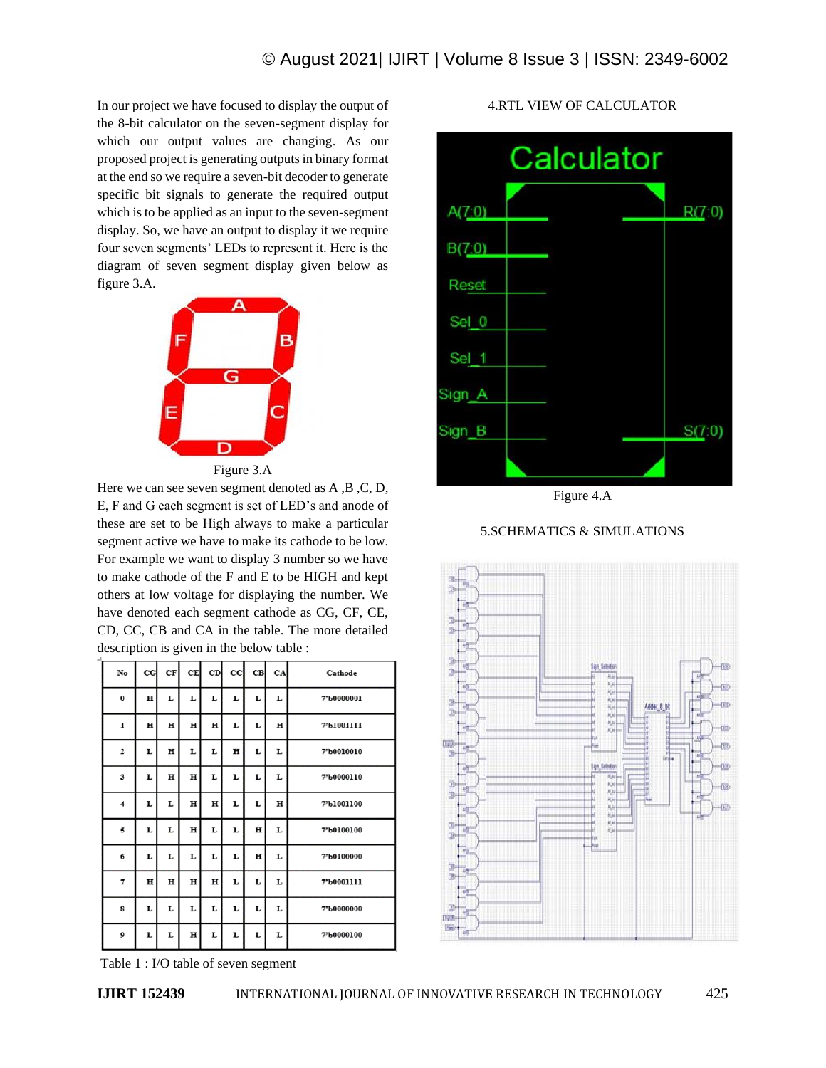In our project we have focused to display the output of the 8-bit calculator on the seven-segment display for which our output values are changing. As our proposed project is generating outputs in binary format at the end so we require a seven-bit decoder to generate specific bit signals to generate the required output which is to be applied as an input to the seven-segment display. So, we have an output to display it we require four seven segments' LEDs to represent it. Here is the diagram of seven segment display given below as figure 3.A.

Figure 3.A

Here we can see seven segment denoted as A ,B ,C, D, E, F and G each segment is set of LED's and anode of these are set to be High always to make a particular segment active we have to make its cathode to be low. For example we want to display 3 number so we have to make cathode of the F and E to be HIGH and kept others at low voltage for displaying the number. We have denoted each segment cathode as CG, CF, CE, CD, CC, CB and CA in the table. The more detailed description is given in the below table :

| No | CG | CF | CE | CD | CC | CB | CA | Cathode |
|---|---|---|---|---|---|---|---|---|
| 0 | H | L | L | L | L | L | L | 7'b0000001 |
| 1 | H | H | H | H | L | L | H | 7'b1001111 |
| 2 | L | H | L | L | H | L | L | 7'b0010010 |
| 3 | L | H | H | L | L | L | L | 7'b0000110 |
| 4 | L | L | H | H | L | L | H | 7'b1001100 |
| 5 | L | L | H | L | L | H | L | 7'b0100100 |
| 6 | L | L | L | L | L | H | L | 7'b0100000 |
| 7 | H | H | H | H | L | L | L | 7'b0001111 |
| 8 | L | L | L | L | L | L | L | 7'b0000000 |
| 9 | L | L | H | L | L | L | L | 7'b0000100 |

Table 1 : I/O table of seven segment

## 4.RTL VIEW OF CALCULATOR

Figure 4.A

## 5.SCHEMATICS & SIMULATIONS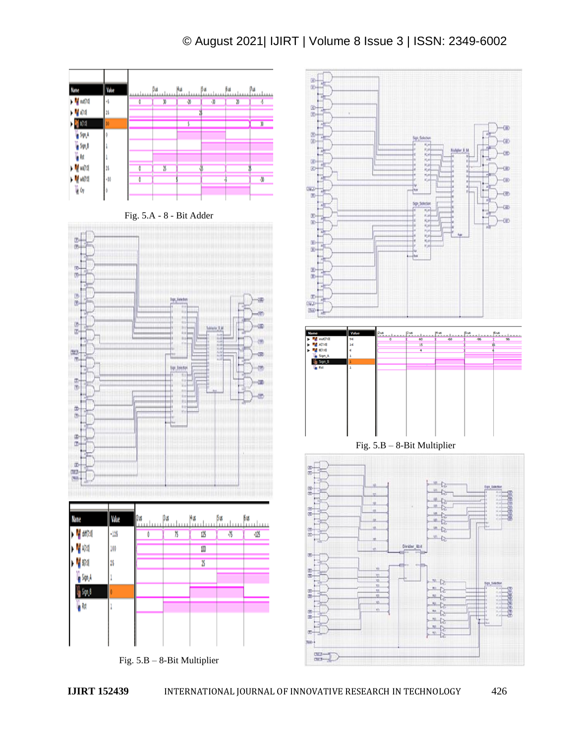Fig. 5.A - 8 - Bit Adder

Fig. 5.B – 8-Bit Multiplier

Fig. 5.B – 8-Bit Multiplier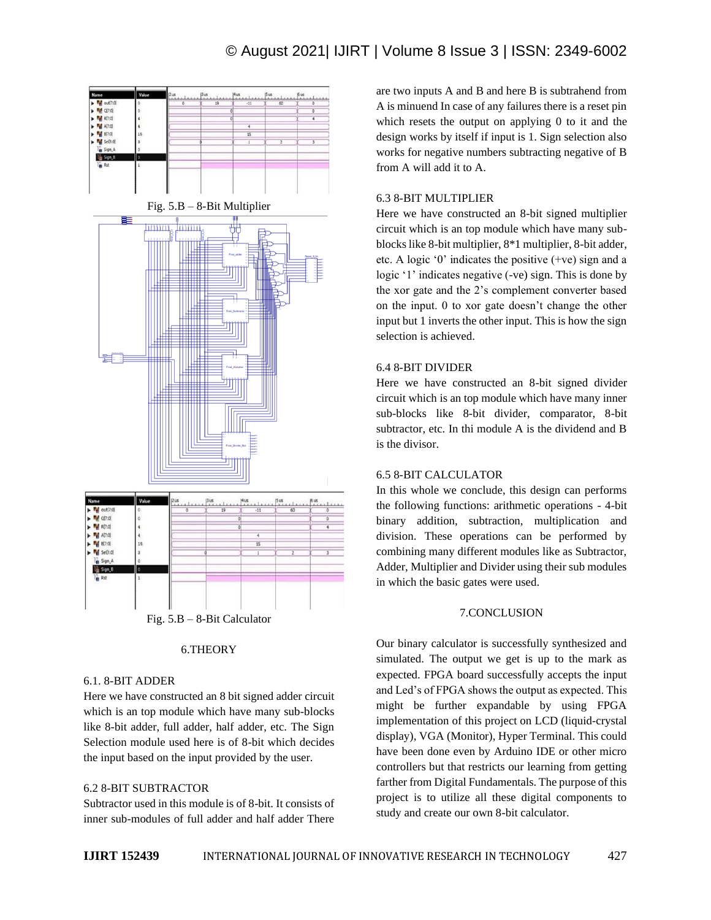Fig. 5.B – 8-Bit Multiplier

Fig. 5.B – 8-Bit Calculator

## 6.THEORY

### 6.1. 8-BIT ADDER

Here we have constructed an 8 bit signed adder circuit which is an top module which have many sub-blocks like 8-bit adder, full adder, half adder, etc. The Sign Selection module used here is of 8-bit which decides the input based on the input provided by the user.

### 6.2 8-BIT SUBTRACTOR

Subtractor used in this module is of 8-bit. It consists of inner sub-modules of full adder and half adder There are two inputs A and B and here B is subtrahend from A is minuend In case of any failures there is a reset pin which resets the output on applying 0 to it and the design works by itself if input is 1. Sign selection also works for negative numbers subtracting negative of B from A will add it to A.

### 6.3 8-BIT MULTIPLIER

Here we have constructed an 8-bit signed multiplier circuit which is an top module which have many sub-blocks like 8-bit multiplier, 8*1 multiplier, 8-bit adder, etc. A logic '0' indicates the positive (+ve) sign and a logic '1' indicates negative (-ve) sign. This is done by the xor gate and the 2's complement converter based on the input. 0 to xor gate doesn't change the other input but 1 inverts the other input. This is how the sign selection is achieved.

### 6.4 8-BIT DIVIDER

Here we have constructed an 8-bit signed divider circuit which is an top module which have many inner sub-blocks like 8-bit divider, comparator, 8-bit subtractor, etc. In thi module A is the dividend and B is the divisor.

### 6.5 8-BIT CALCULATOR

In this whole we conclude, this design can performs the following functions: arithmetic operations - 4-bit binary addition, subtraction, multiplication and division. These operations can be performed by combining many different modules like as Subtractor, Adder, Multiplier and Divider using their sub modules in which the basic gates were used.

## 7.CONCLUSION

Our binary calculator is successfully synthesized and simulated. The output we get is up to the mark as expected. FPGA board successfully accepts the input and Led's of FPGA shows the output as expected. This might be further expandable by using FPGA implementation of this project on LCD (liquid-crystal display), VGA (Monitor), Hyper Terminal. This could have been done even by Arduino IDE or other micro controllers but that restricts our learning from getting farther from Digital Fundamentals. The purpose of this project is to utilize all these digital components to study and create our own 8-bit calculator.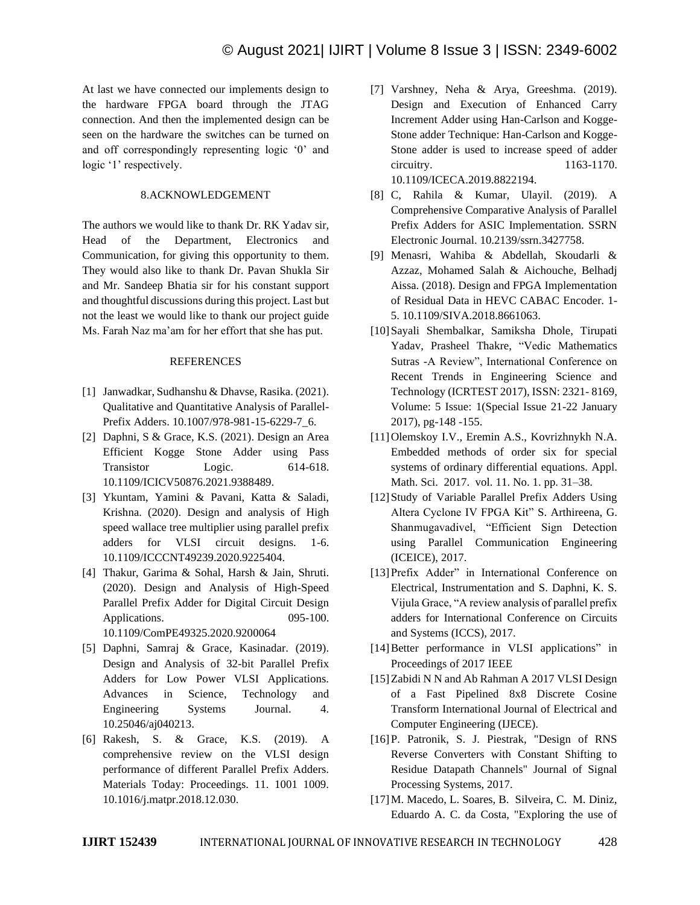At last we have connected our implements design to the hardware FPGA board through the JTAG connection. And then the implemented design can be seen on the hardware the switches can be turned on and off correspondingly representing logic '0' and logic '1' respectively.

## 8.ACKNOWLEDGEMENT

The authors we would like to thank Dr. RK Yadav sir, Head of the Department, Electronics and Communication, for giving this opportunity to them. They would also like to thank Dr. Pavan Shukla Sir and Mr. Sandeep Bhatia sir for his constant support and thoughtful discussions during this project. Last but not the least we would like to thank our project guide Ms. Farah Naz ma'am for her effort that she has put.

## REFERENCES

[1] Janwadkar, Sudhanshu & Dhavse, Rasika. (2021). Qualitative and Quantitative Analysis of Parallel-Prefix Adders. 10.1007/978-981-15-6229-7_6.

[2] Daphni, S & Grace, K.S. (2021). Design an Area Efficient Kogge Stone Adder using Pass Transistor Logic. 614-618. 10.1109/ICICV50876.2021.9388489.

[3] Ykuntam, Yamini & Pavani, Katta & Saladi, Krishna. (2020). Design and analysis of High speed wallace tree multiplier using parallel prefix adders for VLSI circuit designs. 1-6. 10.1109/ICCCNT49239.2020.9225404.

[4] Thakur, Garima & Sohal, Harsh & Jain, Shruti. (2020). Design and Analysis of High-Speed Parallel Prefix Adder for Digital Circuit Design Applications. 095-100. 10.1109/ComPE49325.2020.9200064

[5] Daphni, Samraj & Grace, Kasinadar. (2019). Design and Analysis of 32-bit Parallel Prefix Adders for Low Power VLSI Applications. Advances in Science, Technology and Engineering Systems Journal. 4. 10.25046/aj040213.

[6] Rakesh, S. & Grace, K.S. (2019). A comprehensive review on the VLSI design performance of different Parallel Prefix Adders. Materials Today: Proceedings. 11. 1001 1009. 10.1016/j.matpr.2018.12.030.

[7] Varshney, Neha & Arya, Greeshma. (2019). Design and Execution of Enhanced Carry Increment Adder using Han-Carlson and Kogge-Stone adder Technique: Han-Carlson and Kogge-Stone adder is used to increase speed of adder circuitry. 1163-1170. 10.1109/ICECA.2019.8822194.

[8] C, Rahila & Kumar, Ulayil. (2019). A Comprehensive Comparative Analysis of Parallel Prefix Adders for ASIC Implementation. SSRN Electronic Journal. 10.2139/ssrn.3427758.

[9] Menasri, Wahiba & Abdellah, Skoudarli & Azzaz, Mohamed Salah & Aichouche, Belhadj Aissa. (2018). Design and FPGA Implementation of Residual Data in HEVC CABAC Encoder. 1-5. 10.1109/SIVA.2018.8661063.

[10] Sayali Shembalkar, Samiksha Dhole, Tirupati Yadav, Prasheel Thakre, "Vedic Mathematics Sutras -A Review", International Conference on Recent Trends in Engineering Science and Technology (ICRTEST 2017), ISSN: 2321- 8169, Volume: 5 Issue: 1(Special Issue 21-22 January 2017), pg-148 -155.

[11] Olemskoy I.V., Eremin A.S., Kovrizhnykh N.A. Embedded methods of order six for special systems of ordinary differential equations. Appl. Math. Sci. 2017. vol. 11. No. 1. pp. 31–38.

[12] Study of Variable Parallel Prefix Adders Using Altera Cyclone IV FPGA Kit" S. Arthireena, G. Shanmugavadivel, "Efficient Sign Detection using Parallel Communication Engineering (ICEICE), 2017.

[13] Prefix Adder" in International Conference on Electrical, Instrumentation and S. Daphni, K. S. Vijula Grace, "A review analysis of parallel prefix adders for International Conference on Circuits and Systems (ICCS), 2017.

[14] Better performance in VLSI applications" in Proceedings of 2017 IEEE

[15] Zabidi N N and Ab Rahman A 2017 VLSI Design of a Fast Pipelined 8x8 Discrete Cosine Transform International Journal of Electrical and Computer Engineering (IJECE).

[16] P. Patronik, S. J. Piestrak, "Design of RNS Reverse Converters with Constant Shifting to Residue Datapath Channels" Journal of Signal Processing Systems, 2017.

[17] M. Macedo, L. Soares, B. Silveira, C. M. Diniz, Eduardo A. C. da Costa, "Exploring the use of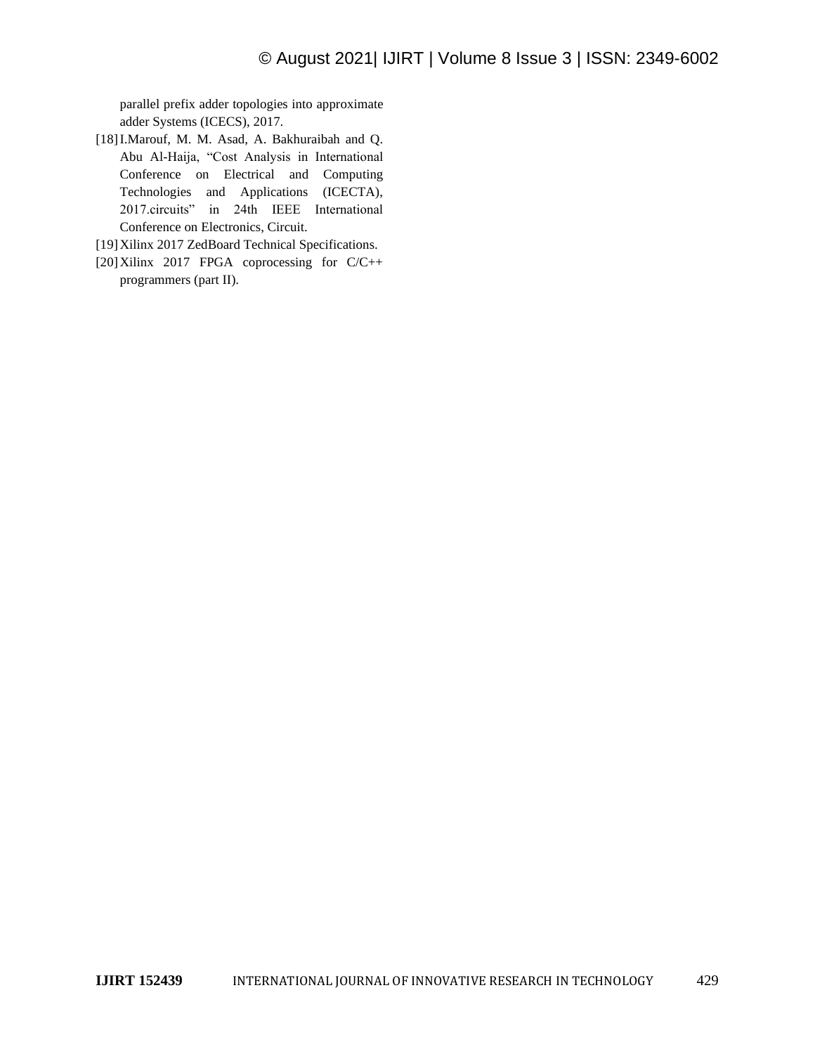parallel prefix adder topologies into approximate adder Systems (ICECS), 2017.

[18] I.Marouf, M. M. Asad, A. Bakhuraibah and Q. Abu Al-Haija, "Cost Analysis in International Conference on Electrical and Computing Technologies and Applications (ICECTA), 2017.circuits" in 24th IEEE International Conference on Electronics, Circuit.

[19] Xilinx 2017 ZedBoard Technical Specifications.

[20] Xilinx 2017 FPGA coprocessing for C/C++ programmers (part II).